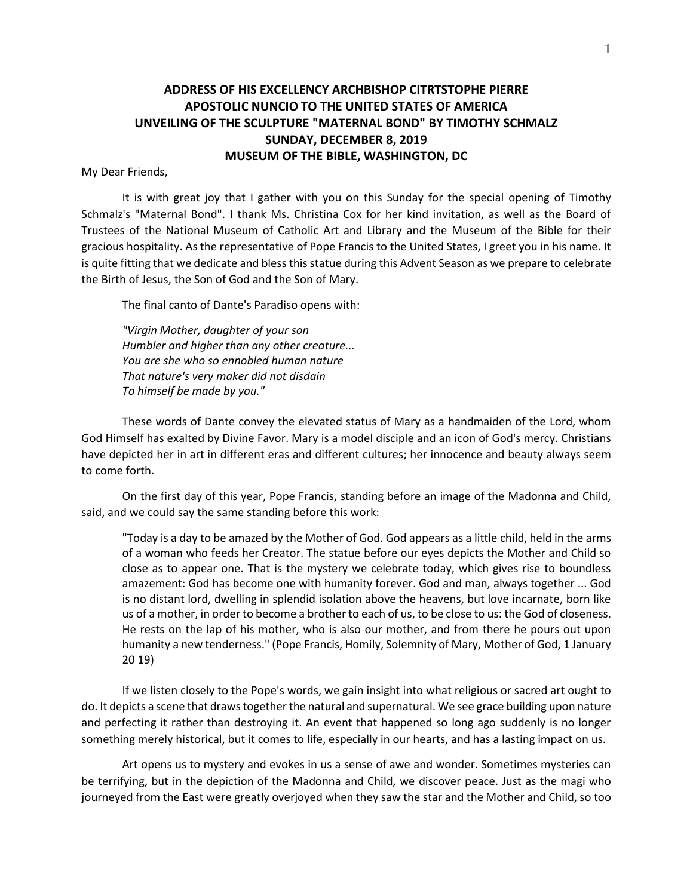# ADDRESS OF HIS EXCELLENCY ARCHBISHOP CITRTSTOPHE PIERRE
## APOSTOLIC NUNCIO TO THE UNITED STATES OF AMERICA
## UNVEILING OF THE SCULPTURE "MATERNAL BOND" BY TIMOTHY SCHMALZ
## SUNDAY, DECEMBER 8, 2019
## MUSEUM OF THE BIBLE, WASHINGTON, DC

My Dear Friends,

It is with great joy that I gather with you on this Sunday for the special opening of Timothy Schmalz's "Maternal Bond". I thank Ms. Christina Cox for her kind invitation, as well as the Board of Trustees of the National Museum of Catholic Art and Library and the Museum of the Bible for their gracious hospitality. As the representative of Pope Francis to the United States, I greet you in his name. It is quite fitting that we dedicate and bless this statue during this Advent Season as we prepare to celebrate the Birth of Jesus, the Son of God and the Son of Mary.

The final canto of Dante's Paradiso opens with:

*"Virgin Mother, daughter of your son*
*Humbler and higher than any other creature...*
*You are she who so ennobled human nature*
*That nature's very maker did not disdain*
*To himself be made by you."*

These words of Dante convey the elevated status of Mary as a handmaiden of the Lord, whom God Himself has exalted by Divine Favor. Mary is a model disciple and an icon of God's mercy. Christians have depicted her in art in different eras and different cultures; her innocence and beauty always seem to come forth.

On the first day of this year, Pope Francis, standing before an image of the Madonna and Child, said, and we could say the same standing before this work:

> "Today is a day to be amazed by the Mother of God. God appears as a little child, held in the arms of a woman who feeds her Creator. The statue before our eyes depicts the Mother and Child so close as to appear one. That is the mystery we celebrate today, which gives rise to boundless amazement: God has become one with humanity forever. God and man, always together ... God is no distant lord, dwelling in splendid isolation above the heavens, but love incarnate, born like us of a mother, in order to become a brother to each of us, to be close to us: the God of closeness. He rests on the lap of his mother, who is also our mother, and from there he pours out upon humanity a new tenderness." (Pope Francis, Homily, Solemnity of Mary, Mother of God, 1 January 20 19)

If we listen closely to the Pope's words, we gain insight into what religious or sacred art ought to do. It depicts a scene that draws together the natural and supernatural. We see grace building upon nature and perfecting it rather than destroying it. An event that happened so long ago suddenly is no longer something merely historical, but it comes to life, especially in our hearts, and has a lasting impact on us.

Art opens us to mystery and evokes in us a sense of awe and wonder. Sometimes mysteries can be terrifying, but in the depiction of the Madonna and Child, we discover peace. Just as the magi who journeyed from the East were greatly overjoyed when they saw the star and the Mother and Child, so too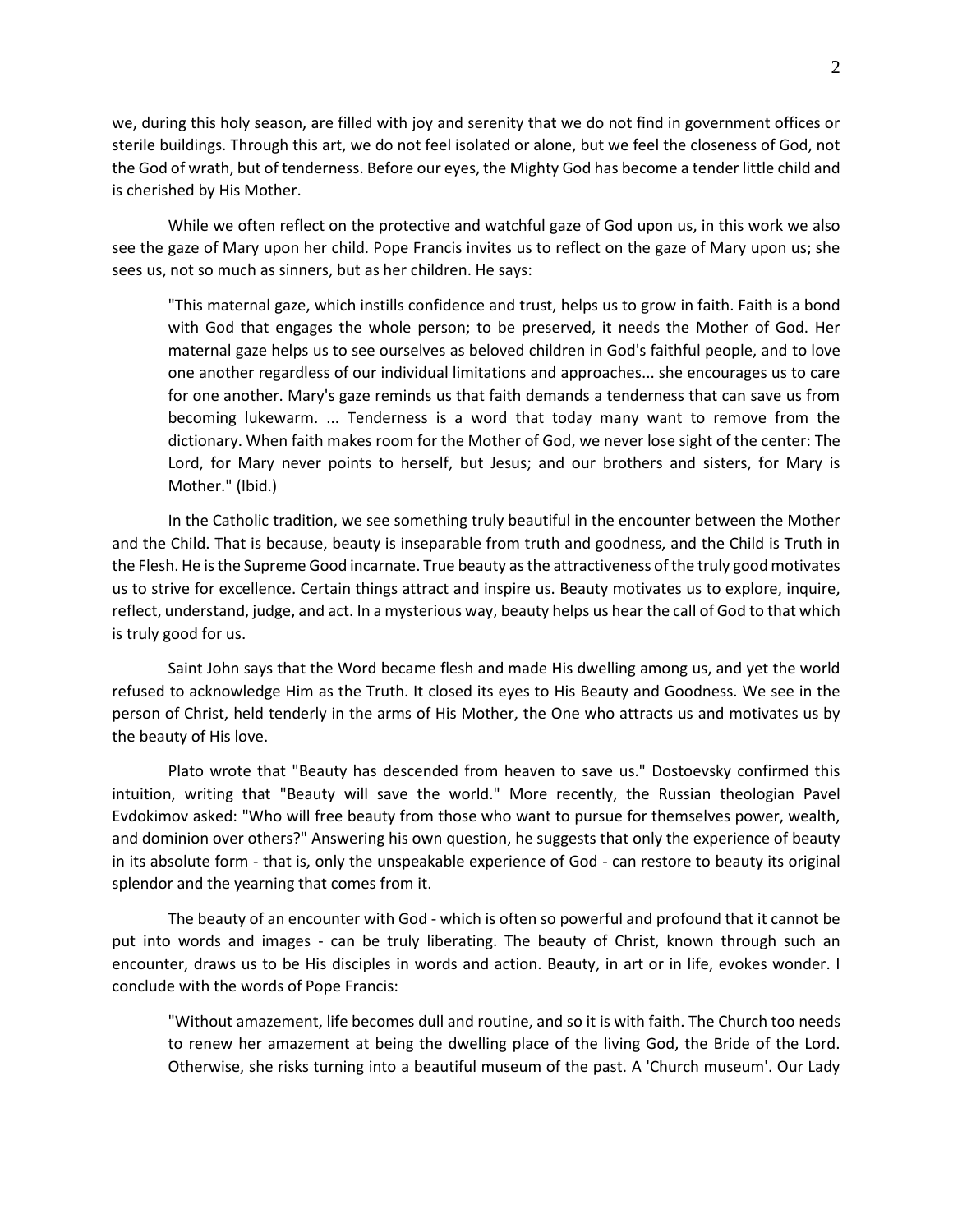we, during this holy season, are filled with joy and serenity that we do not find in government offices or sterile buildings. Through this art, we do not feel isolated or alone, but we feel the closeness of God, not the God of wrath, but of tenderness. Before our eyes, the Mighty God has become a tender little child and is cherished by His Mother.

While we often reflect on the protective and watchful gaze of God upon us, in this work we also see the gaze of Mary upon her child. Pope Francis invites us to reflect on the gaze of Mary upon us; she sees us, not so much as sinners, but as her children. He says:

> "This maternal gaze, which instills confidence and trust, helps us to grow in faith. Faith is a bond with God that engages the whole person; to be preserved, it needs the Mother of God. Her maternal gaze helps us to see ourselves as beloved children in God's faithful people, and to love one another regardless of our individual limitations and approaches... she encourages us to care for one another. Mary's gaze reminds us that faith demands a tenderness that can save us from becoming lukewarm. ... Tenderness is a word that today many want to remove from the dictionary. When faith makes room for the Mother of God, we never lose sight of the center: The Lord, for Mary never points to herself, but Jesus; and our brothers and sisters, for Mary is Mother." (Ibid.)

In the Catholic tradition, we see something truly beautiful in the encounter between the Mother and the Child. That is because, beauty is inseparable from truth and goodness, and the Child is Truth in the Flesh. He is the Supreme Good incarnate. True beauty as the attractiveness of the truly good motivates us to strive for excellence. Certain things attract and inspire us. Beauty motivates us to explore, inquire, reflect, understand, judge, and act. In a mysterious way, beauty helps us hear the call of God to that which is truly good for us.

Saint John says that the Word became flesh and made His dwelling among us, and yet the world refused to acknowledge Him as the Truth. It closed its eyes to His Beauty and Goodness. We see in the person of Christ, held tenderly in the arms of His Mother, the One who attracts us and motivates us by the beauty of His love.

Plato wrote that "Beauty has descended from heaven to save us." Dostoevsky confirmed this intuition, writing that "Beauty will save the world." More recently, the Russian theologian Pavel Evdokimov asked: "Who will free beauty from those who want to pursue for themselves power, wealth, and dominion over others?" Answering his own question, he suggests that only the experience of beauty in its absolute form - that is, only the unspeakable experience of God - can restore to beauty its original splendor and the yearning that comes from it.

The beauty of an encounter with God - which is often so powerful and profound that it cannot be put into words and images - can be truly liberating. The beauty of Christ, known through such an encounter, draws us to be His disciples in words and action. Beauty, in art or in life, evokes wonder. I conclude with the words of Pope Francis:

> "Without amazement, life becomes dull and routine, and so it is with faith. The Church too needs to renew her amazement at being the dwelling place of the living God, the Bride of the Lord. Otherwise, she risks turning into a beautiful museum of the past. A 'Church museum'. Our Lady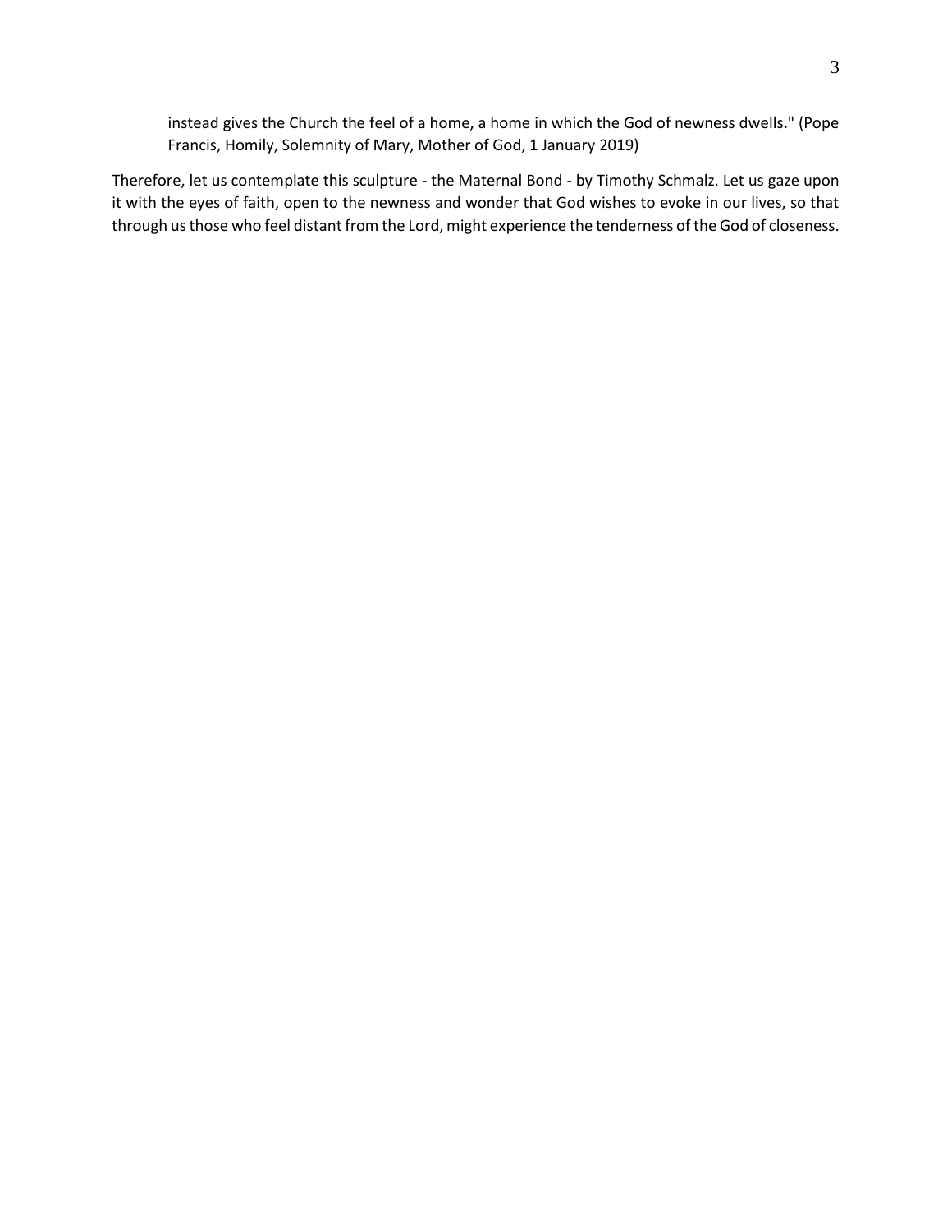> instead gives the Church the feel of a home, a home in which the God of newness dwells." (Pope Francis, Homily, Solemnity of Mary, Mother of God, 1 January 2019)

Therefore, let us contemplate this sculpture - the Maternal Bond - by Timothy Schmalz. Let us gaze upon it with the eyes of faith, open to the newness and wonder that God wishes to evoke in our lives, so that through us those who feel distant from the Lord, might experience the tenderness of the God of closeness.